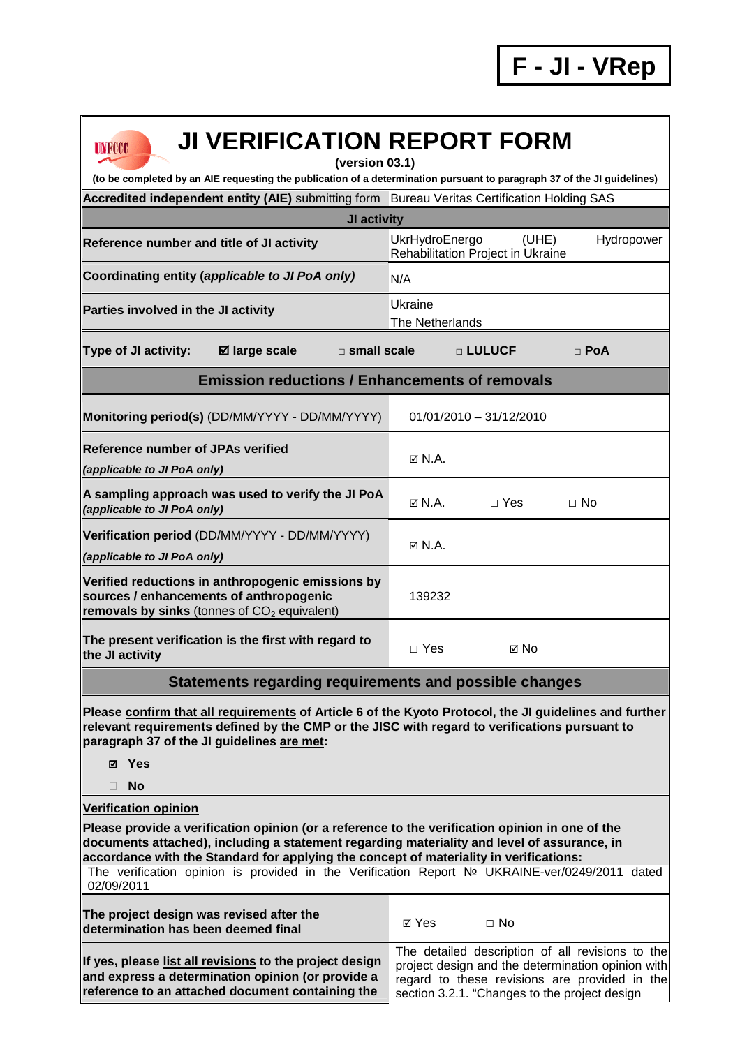**F - JI - VRep**

# JI VERIFICATION REPORT FORM

**(version 03.1)**

**(to be completed by an AIE requesting the publication of a determination pursuant to paragraph 37 of the JI guidelines)**

| **Accredited independent entity (AIE)** submitting form | Bureau Veritas Certification Holding SAS | | |
|---|---|---|---|
| **JI activity** | | | |
| **Reference number and title of JI activity** | UkrHydroEnergo (UHE) Hydropower Rehabilitation Project in Ukraine | | |
| **Coordinating entity (*applicable to JI PoA only*)** | N/A | | |
| **Parties involved in the JI activity** | Ukraine<br>The Netherlands | | |
| **Type of JI activity:** ☑ **large scale** | □ **small scale** | □ **LULUCF** | □ **PoA** |

| **Emission reductions / Enhancements of removals** | | | |
|---|---|---|---|
| **Monitoring period(s)** (DD/MM/YYYY - DD/MM/YYYY) | 01/01/2010 – 31/12/2010 | | |
| **Reference number of JPAs verified** *(applicable to JI PoA only)* | ☑ N.A. | | |
| **A sampling approach was used to verify the JI PoA** *(applicable to JI PoA only)* | ☑ N.A. | □ Yes | □ No |
| **Verification period** (DD/MM/YYYY - DD/MM/YYYY) *(applicable to JI PoA only)* | ☑ N.A. | | |
| **Verified reductions in anthropogenic emissions by sources / enhancements of anthropogenic removals by sinks** (tonnes of $CO_2$ equivalent) | 139232 | | |
| **The present verification is the first with regard to the JI activity** | □ Yes | ☑ No | |

## Statements regarding requirements and possible changes

**Please confirm that all requirements of Article 6 of the Kyoto Protocol, the JI guidelines and further relevant requirements defined by the CMP or the JISC with regard to verifications pursuant to paragraph 37 of the JI guidelines are met:**

☑ **Yes**

□ **No**

**Verification opinion**

**Please provide a verification opinion (or a reference to the verification opinion in one of the documents attached), including a statement regarding materiality and level of assurance, in accordance with the Standard for applying the concept of materiality in verifications:**

The verification opinion is provided in the Verification Report № UKRAINE-ver/0249/2011 dated 02/09/2011

| | | |
|---|---|---|
| **The project design was revised after the determination has been deemed final** | ☑ Yes | □ No |
| **If yes, please list all revisions to the project design and express a determination opinion (or provide a reference to an attached document containing the** | The detailed description of all revisions to the project design and the determination opinion with regard to these revisions are provided in the section 3.2.1. "Changes to the project design | |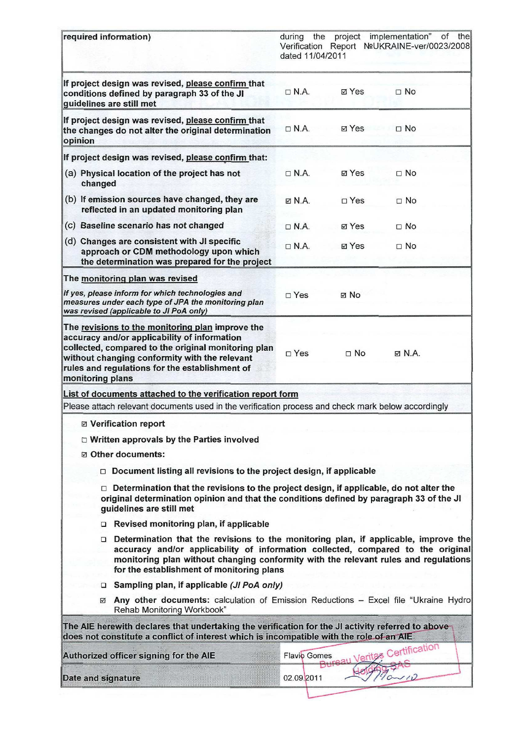| | | | |
|---|---|---|---|
| **required information)** | during the project implementation" of the Verification Report №UKRAINE-ver/0023/2008 dated 11/04/2011 | | |
| **If project design was revised, please confirm that conditions defined by paragraph 33 of the JI guidelines are still met** | ☐ N.A. | ☑ Yes | ☐ No |
| **If project design was revised, please confirm that the changes do not alter the original determination opinion** | ☐ N.A. | ☑ Yes | ☐ No |
| **If project design was revised, please confirm that:** | | | |
| **(a) Physical location of the project has not changed** | ☐ N.A. | ☑ Yes | ☐ No |
| **(b) If emission sources have changed, they are reflected in an updated monitoring plan** | ☑ N.A. | ☐ Yes | ☐ No |
| **(c) Baseline scenario has not changed** | ☐ N.A. | ☑ Yes | ☐ No |
| **(d) Changes are consistent with JI specific approach or CDM methodology upon which the determination was prepared for the project** | ☐ N.A. | ☑ Yes | ☐ No |
| **The monitoring plan was revised** *If yes, please inform for which technologies and measures under each type of JPA the monitoring plan was revised (applicable to JI PoA only)* | ☐ Yes | ☑ No | |
| **The revisions to the monitoring plan improve the accuracy and/or applicability of information collected, compared to the original monitoring plan without changing conformity with the relevant rules and regulations for the establishment of monitoring plans** | ☐ Yes | ☐ No | ☑ N.A. |

**List of documents attached to the verification report form**

Please attach relevant documents used in the verification process and check mark below accordingly

- ☑ **Verification report**
- ☐ **Written approvals by the Parties involved**
- ☑ **Other documents:**
  - ☐ **Document listing all revisions to the project design, if applicable**
  - ☐ **Determination that the revisions to the project design, if applicable, do not alter the original determination opinion and that the conditions defined by paragraph 33 of the JI guidelines are still met**
  - ☐ **Revised monitoring plan, if applicable**
  - ☐ **Determination that the revisions to the monitoring plan, if applicable, improve the accuracy and/or applicability of information collected, compared to the original monitoring plan without changing conformity with the relevant rules and regulations for the establishment of monitoring plans**
  - ☐ **Sampling plan, if applicable** *(JI PoA only)*
  - ☑ **Any other documents:** calculation of Emission Reductions – Excel file "Ukraine Hydro Rehab Monitoring Workbook"

**The AIE herewith declares that undertaking the verification for the JI activity referred to above does not constitute a conflict of interest which is incompatible with the role of an AIE**

| | |
|---|---|
| **Authorized officer signing for the AIE** | Flavio Gomes |
| **Date and signature** | 02.09.2011 |

Bureau Veritas Certification Holding SAS